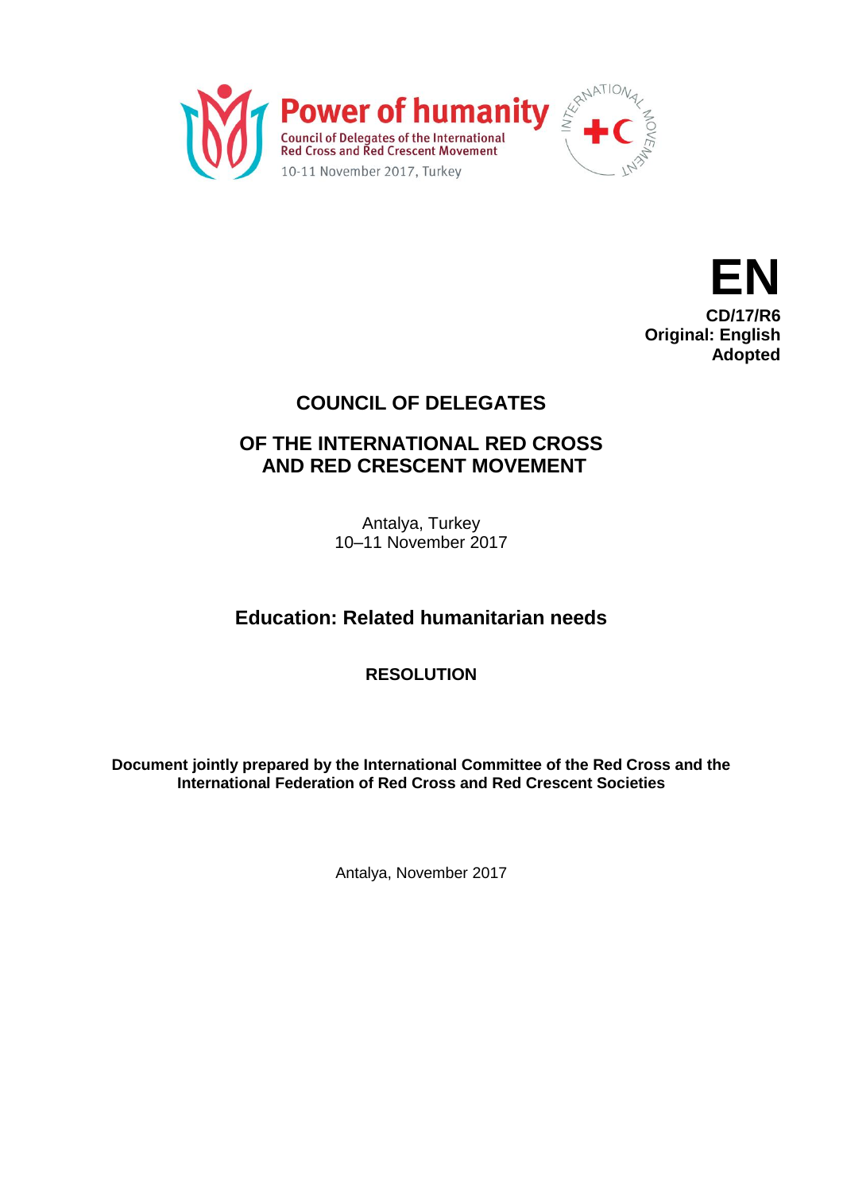Power of humanity

Council of Delegates of the International Red Cross and Red Crescent Movement

10-11 November 2017, Turkey

**EN**

**CD/17/R6**

**Original: English**

**Adopted**

# COUNCIL OF DELEGATES

# OF THE INTERNATIONAL RED CROSS AND RED CRESCENT MOVEMENT

Antalya, Turkey

10–11 November 2017

## Education: Related humanitarian needs

### RESOLUTION

**Document jointly prepared by the International Committee of the Red Cross and the International Federation of Red Cross and Red Crescent Societies**

Antalya, November 2017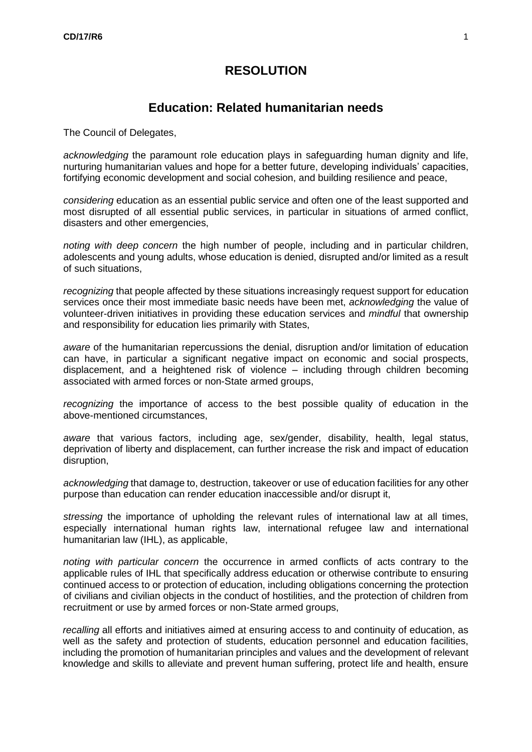# RESOLUTION

## Education: Related humanitarian needs

The Council of Delegates,

*acknowledging* the paramount role education plays in safeguarding human dignity and life, nurturing humanitarian values and hope for a better future, developing individuals' capacities, fortifying economic development and social cohesion, and building resilience and peace,

*considering* education as an essential public service and often one of the least supported and most disrupted of all essential public services, in particular in situations of armed conflict, disasters and other emergencies,

*noting with deep concern* the high number of people, including and in particular children, adolescents and young adults, whose education is denied, disrupted and/or limited as a result of such situations,

*recognizing* that people affected by these situations increasingly request support for education services once their most immediate basic needs have been met, *acknowledging* the value of volunteer-driven initiatives in providing these education services and *mindful* that ownership and responsibility for education lies primarily with States,

*aware* of the humanitarian repercussions the denial, disruption and/or limitation of education can have, in particular a significant negative impact on economic and social prospects, displacement, and a heightened risk of violence – including through children becoming associated with armed forces or non-State armed groups,

*recognizing* the importance of access to the best possible quality of education in the above-mentioned circumstances,

*aware* that various factors, including age, sex/gender, disability, health, legal status, deprivation of liberty and displacement, can further increase the risk and impact of education disruption,

*acknowledging* that damage to, destruction, takeover or use of education facilities for any other purpose than education can render education inaccessible and/or disrupt it,

*stressing* the importance of upholding the relevant rules of international law at all times, especially international human rights law, international refugee law and international humanitarian law (IHL), as applicable,

*noting with particular concern* the occurrence in armed conflicts of acts contrary to the applicable rules of IHL that specifically address education or otherwise contribute to ensuring continued access to or protection of education, including obligations concerning the protection of civilians and civilian objects in the conduct of hostilities, and the protection of children from recruitment or use by armed forces or non-State armed groups,

*recalling* all efforts and initiatives aimed at ensuring access to and continuity of education, as well as the safety and protection of students, education personnel and education facilities, including the promotion of humanitarian principles and values and the development of relevant knowledge and skills to alleviate and prevent human suffering, protect life and health, ensure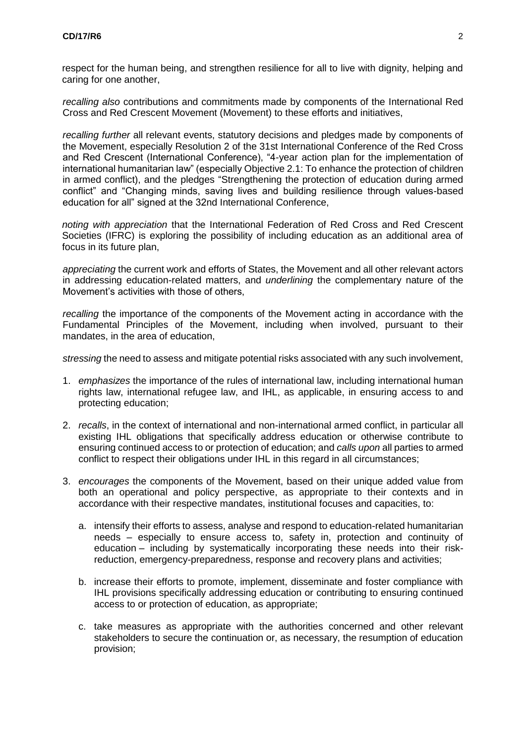respect for the human being, and strengthen resilience for all to live with dignity, helping and caring for one another,

*recalling also* contributions and commitments made by components of the International Red Cross and Red Crescent Movement (Movement) to these efforts and initiatives,

*recalling further* all relevant events, statutory decisions and pledges made by components of the Movement, especially Resolution 2 of the 31st International Conference of the Red Cross and Red Crescent (International Conference), "4-year action plan for the implementation of international humanitarian law" (especially Objective 2.1: To enhance the protection of children in armed conflict), and the pledges "Strengthening the protection of education during armed conflict" and "Changing minds, saving lives and building resilience through values-based education for all" signed at the 32nd International Conference,

*noting with appreciation* that the International Federation of Red Cross and Red Crescent Societies (IFRC) is exploring the possibility of including education as an additional area of focus in its future plan,

*appreciating* the current work and efforts of States, the Movement and all other relevant actors in addressing education-related matters, and *underlining* the complementary nature of the Movement's activities with those of others,

*recalling* the importance of the components of the Movement acting in accordance with the Fundamental Principles of the Movement, including when involved, pursuant to their mandates, in the area of education,

*stressing* the need to assess and mitigate potential risks associated with any such involvement,

1. *emphasizes* the importance of the rules of international law, including international human rights law, international refugee law, and IHL, as applicable, in ensuring access to and protecting education;

2. *recalls*, in the context of international and non-international armed conflict, in particular all existing IHL obligations that specifically address education or otherwise contribute to ensuring continued access to or protection of education; and *calls upon* all parties to armed conflict to respect their obligations under IHL in this regard in all circumstances;

3. *encourages* the components of the Movement, based on their unique added value from both an operational and policy perspective, as appropriate to their contexts and in accordance with their respective mandates, institutional focuses and capacities, to:

   a. intensify their efforts to assess, analyse and respond to education-related humanitarian needs – especially to ensure access to, safety in, protection and continuity of education – including by systematically incorporating these needs into their risk-reduction, emergency-preparedness, response and recovery plans and activities;

   b. increase their efforts to promote, implement, disseminate and foster compliance with IHL provisions specifically addressing education or contributing to ensuring continued access to or protection of education, as appropriate;

   c. take measures as appropriate with the authorities concerned and other relevant stakeholders to secure the continuation or, as necessary, the resumption of education provision;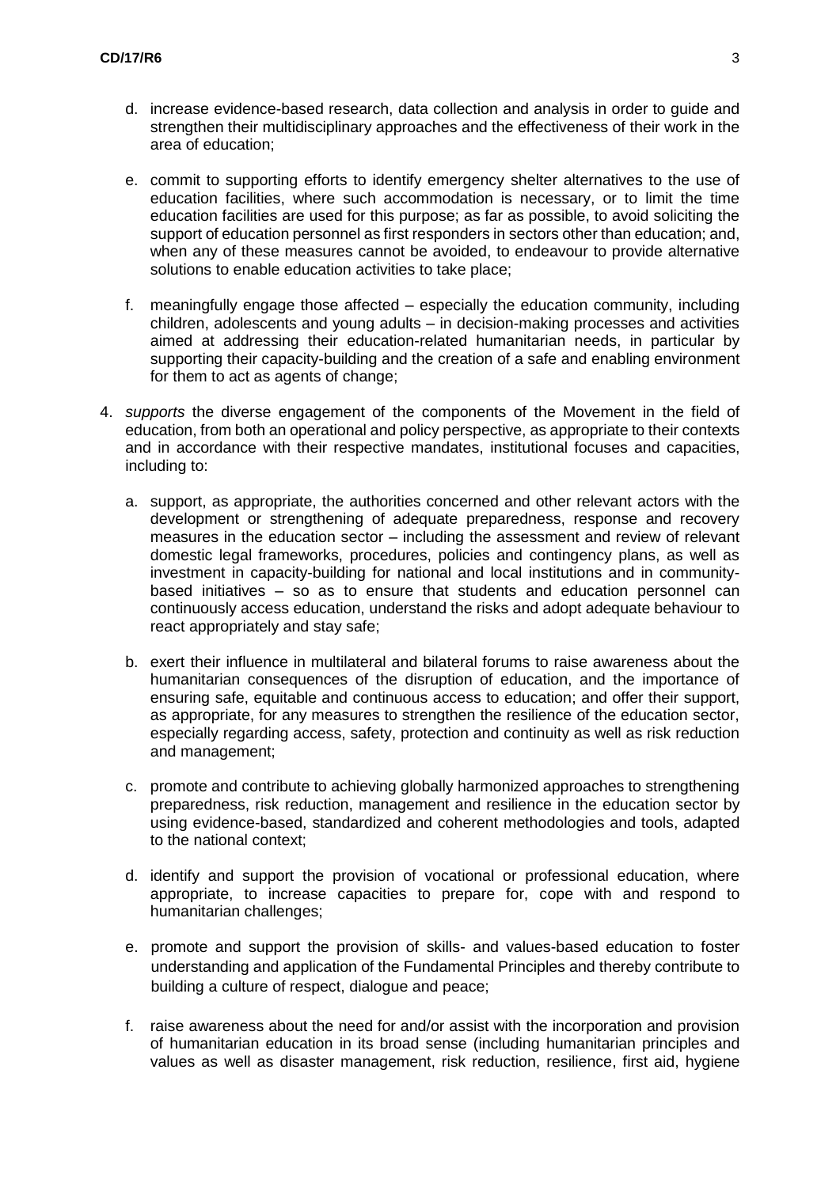d. increase evidence-based research, data collection and analysis in order to guide and strengthen their multidisciplinary approaches and the effectiveness of their work in the area of education;

e. commit to supporting efforts to identify emergency shelter alternatives to the use of education facilities, where such accommodation is necessary, or to limit the time education facilities are used for this purpose; as far as possible, to avoid soliciting the support of education personnel as first responders in sectors other than education; and, when any of these measures cannot be avoided, to endeavour to provide alternative solutions to enable education activities to take place;

f. meaningfully engage those affected – especially the education community, including children, adolescents and young adults – in decision-making processes and activities aimed at addressing their education-related humanitarian needs, in particular by supporting their capacity-building and the creation of a safe and enabling environment for them to act as agents of change;

4. *supports* the diverse engagement of the components of the Movement in the field of education, from both an operational and policy perspective, as appropriate to their contexts and in accordance with their respective mandates, institutional focuses and capacities, including to:

   a. support, as appropriate, the authorities concerned and other relevant actors with the development or strengthening of adequate preparedness, response and recovery measures in the education sector – including the assessment and review of relevant domestic legal frameworks, procedures, policies and contingency plans, as well as investment in capacity-building for national and local institutions and in community-based initiatives – so as to ensure that students and education personnel can continuously access education, understand the risks and adopt adequate behaviour to react appropriately and stay safe;

   b. exert their influence in multilateral and bilateral forums to raise awareness about the humanitarian consequences of the disruption of education, and the importance of ensuring safe, equitable and continuous access to education; and offer their support, as appropriate, for any measures to strengthen the resilience of the education sector, especially regarding access, safety, protection and continuity as well as risk reduction and management;

   c. promote and contribute to achieving globally harmonized approaches to strengthening preparedness, risk reduction, management and resilience in the education sector by using evidence-based, standardized and coherent methodologies and tools, adapted to the national context;

   d. identify and support the provision of vocational or professional education, where appropriate, to increase capacities to prepare for, cope with and respond to humanitarian challenges;

   e. promote and support the provision of skills- and values-based education to foster understanding and application of the Fundamental Principles and thereby contribute to building a culture of respect, dialogue and peace;

   f. raise awareness about the need for and/or assist with the incorporation and provision of humanitarian education in its broad sense (including humanitarian principles and values as well as disaster management, risk reduction, resilience, first aid, hygiene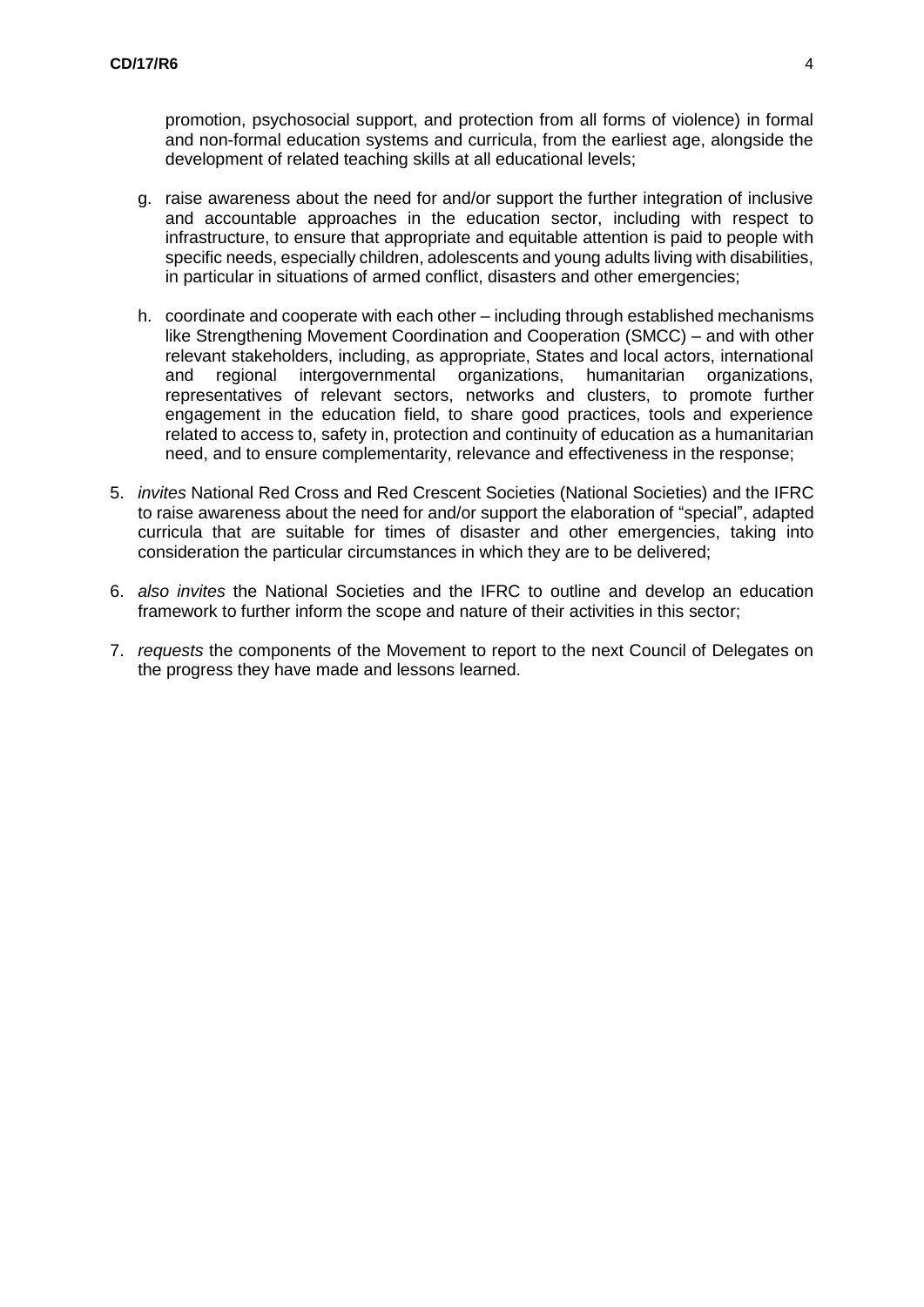promotion, psychosocial support, and protection from all forms of violence) in formal and non-formal education systems and curricula, from the earliest age, alongside the development of related teaching skills at all educational levels;

g. raise awareness about the need for and/or support the further integration of inclusive and accountable approaches in the education sector, including with respect to infrastructure, to ensure that appropriate and equitable attention is paid to people with specific needs, especially children, adolescents and young adults living with disabilities, in particular in situations of armed conflict, disasters and other emergencies;

h. coordinate and cooperate with each other – including through established mechanisms like Strengthening Movement Coordination and Cooperation (SMCC) – and with other relevant stakeholders, including, as appropriate, States and local actors, international and regional intergovernmental organizations, humanitarian organizations, representatives of relevant sectors, networks and clusters, to promote further engagement in the education field, to share good practices, tools and experience related to access to, safety in, protection and continuity of education as a humanitarian need, and to ensure complementarity, relevance and effectiveness in the response;

5. *invites* National Red Cross and Red Crescent Societies (National Societies) and the IFRC to raise awareness about the need for and/or support the elaboration of "special", adapted curricula that are suitable for times of disaster and other emergencies, taking into consideration the particular circumstances in which they are to be delivered;

6. *also invites* the National Societies and the IFRC to outline and develop an education framework to further inform the scope and nature of their activities in this sector;

7. *requests* the components of the Movement to report to the next Council of Delegates on the progress they have made and lessons learned.